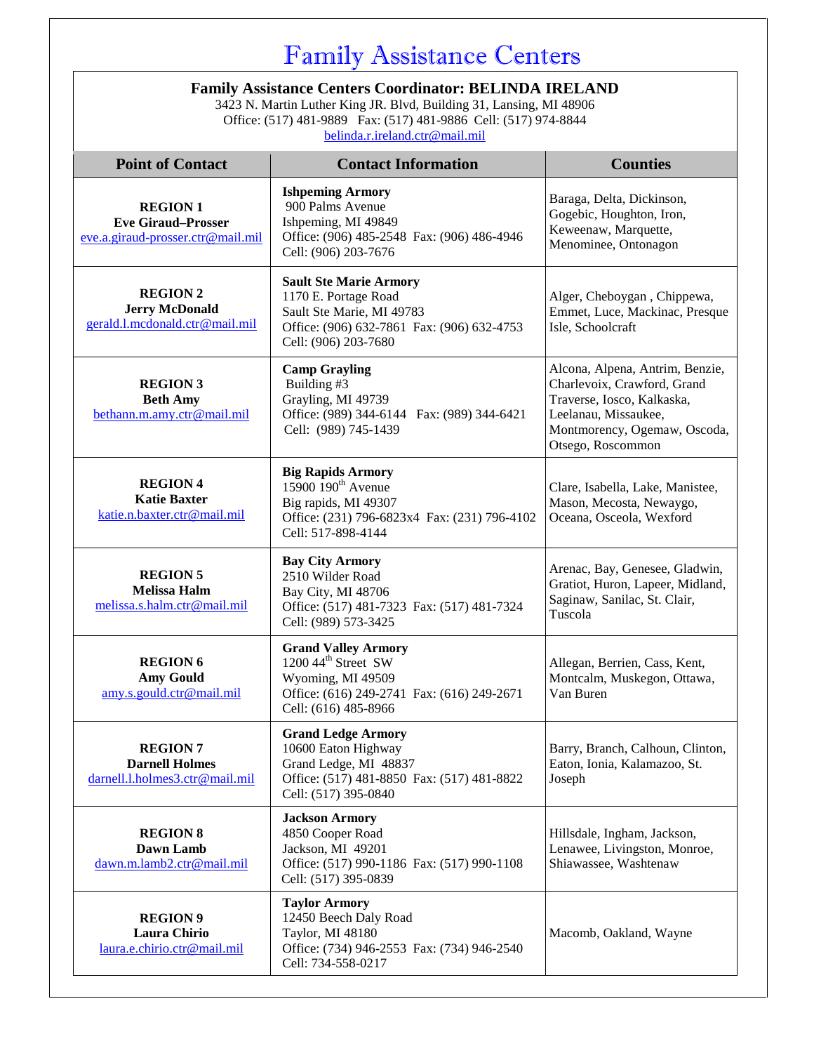# Family Assistance Centers

**Family Assistance Centers Coordinator: BELINDA IRELAND**
3423 N. Martin Luther King JR. Blvd, Building 31, Lansing, MI 48906
Office: (517) 481-9889 Fax: (517) 481-9886 Cell: (517) 974-8844
belinda.r.ireland.ctr@mail.mil

| Point of Contact | Contact Information | Counties |
|---|---|---|
| **REGION 1**<br>**Eve Giraud–Prosser**<br>eve.a.giraud-prosser.ctr@mail.mil | **Ishpeming Armory**<br>900 Palms Avenue<br>Ishpeming, MI 49849<br>Office: (906) 485-2548 Fax: (906) 486-4946<br>Cell: (906) 203-7676 | Baraga, Delta, Dickinson, Gogebic, Houghton, Iron, Keweenaw, Marquette, Menominee, Ontonagon |
| **REGION 2**<br>**Jerry McDonald**<br>gerald.l.mcdonald.ctr@mail.mil | **Sault Ste Marie Armory**<br>1170 E. Portage Road<br>Sault Ste Marie, MI 49783<br>Office: (906) 632-7861 Fax: (906) 632-4753<br>Cell: (906) 203-7680 | Alger, Cheboygan , Chippewa, Emmet, Luce, Mackinac, Presque Isle, Schoolcraft |
| **REGION 3**<br>**Beth Amy**<br>bethann.m.amy.ctr@mail.mil | **Camp Grayling**<br>Building #3<br>Grayling, MI 49739<br>Office: (989) 344-6144 Fax: (989) 344-6421<br>Cell: (989) 745-1439 | Alcona, Alpena, Antrim, Benzie, Charlevoix, Crawford, Grand Traverse, Iosco, Kalkaska, Leelanau, Missaukee, Montmorency, Ogemaw, Oscoda, Otsego, Roscommon |
| **REGION 4**<br>**Katie Baxter**<br>katie.n.baxter.ctr@mail.mil | **Big Rapids Armory**<br>15900 190th Avenue<br>Big rapids, MI 49307<br>Office: (231) 796-6823x4 Fax: (231) 796-4102<br>Cell: 517-898-4144 | Clare, Isabella, Lake, Manistee, Mason, Mecosta, Newaygo, Oceana, Osceola, Wexford |
| **REGION 5**<br>**Melissa Halm**<br>melissa.s.halm.ctr@mail.mil | **Bay City Armory**<br>2510 Wilder Road<br>Bay City, MI 48706<br>Office: (517) 481-7323 Fax: (517) 481-7324<br>Cell: (989) 573-3425 | Arenac, Bay, Genesee, Gladwin, Gratiot, Huron, Lapeer, Midland, Saginaw, Sanilac, St. Clair, Tuscola |
| **REGION 6**<br>**Amy Gould**<br>amy.s.gould.ctr@mail.mil | **Grand Valley Armory**<br>1200 44th Street SW<br>Wyoming, MI 49509<br>Office: (616) 249-2741 Fax: (616) 249-2671<br>Cell: (616) 485-8966 | Allegan, Berrien, Cass, Kent, Montcalm, Muskegon, Ottawa, Van Buren |
| **REGION 7**<br>**Darnell Holmes**<br>darnell.l.holmes3.ctr@mail.mil | **Grand Ledge Armory**<br>10600 Eaton Highway<br>Grand Ledge, MI 48837<br>Office: (517) 481-8850 Fax: (517) 481-8822<br>Cell: (517) 395-0840 | Barry, Branch, Calhoun, Clinton, Eaton, Ionia, Kalamazoo, St. Joseph |
| **REGION 8**<br>**Dawn Lamb**<br>dawn.m.lamb2.ctr@mail.mil | **Jackson Armory**<br>4850 Cooper Road<br>Jackson, MI 49201<br>Office: (517) 990-1186 Fax: (517) 990-1108<br>Cell: (517) 395-0839 | Hillsdale, Ingham, Jackson, Lenawee, Livingston, Monroe, Shiawassee, Washtenaw |
| **REGION 9**<br>**Laura Chirio**<br>laura.e.chirio.ctr@mail.mil | **Taylor Armory**<br>12450 Beech Daly Road<br>Taylor, MI 48180<br>Office: (734) 946-2553 Fax: (734) 946-2540<br>Cell: 734-558-0217 | Macomb, Oakland, Wayne |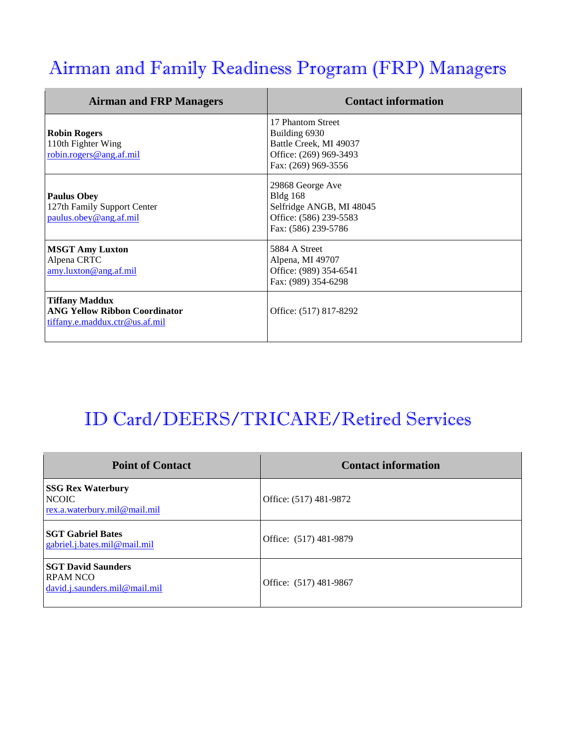# Airman and Family Readiness Program (FRP) Managers

| Airman and FRP Managers | Contact information |
| --- | --- |
| **Robin Rogers**<br>110th Fighter Wing<br>robin.rogers@ang.af.mil | 17 Phantom Street<br>Building 6930<br>Battle Creek, MI 49037<br>Office: (269) 969-3493<br>Fax: (269) 969-3556 |
| **Paulus Obey**<br>127th Family Support Center<br>paulus.obey@ang.af.mil | 29868 George Ave<br>Bldg 168<br>Selfridge ANGB, MI 48045<br>Office: (586) 239-5583<br>Fax: (586) 239-5786 |
| **MSGT Amy Luxton**<br>Alpena CRTC<br>amy.luxton@ang.af.mil | 5884 A Street<br>Alpena, MI 49707<br>Office: (989) 354-6541<br>Fax: (989) 354-6298 |
| **Tiffany Maddux**<br>**ANG Yellow Ribbon Coordinator**<br>tiffany.e.maddux.ctr@us.af.mil | Office: (517) 817-8292 |

# ID Card/DEERS/TRICARE/Retired Services

| Point of Contact | Contact information |
| --- | --- |
| **SSG Rex Waterbury**<br>NCOIC<br>rex.a.waterbury.mil@mail.mil | Office: (517) 481-9872 |
| **SGT Gabriel Bates**<br>gabriel.j.bates.mil@mail.mil | Office: (517) 481-9879 |
| **SGT David Saunders**<br>RPAM NCO<br>david.j.saunders.mil@mail.mil | Office: (517) 481-9867 |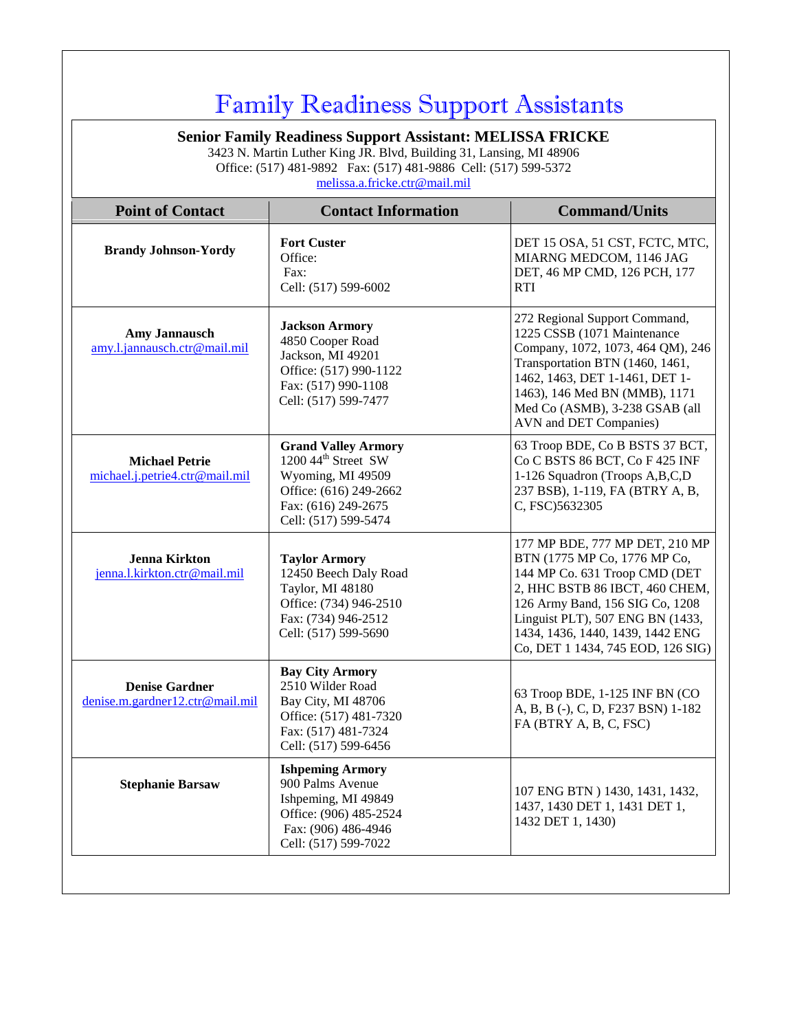# Family Readiness Support Assistants

**Senior Family Readiness Support Assistant: MELISSA FRICKE**
3423 N. Martin Luther King JR. Blvd, Building 31, Lansing, MI 48906
Office: (517) 481-9892 Fax: (517) 481-9886 Cell: (517) 599-5372
melissa.a.fricke.ctr@mail.mil

| Point of Contact | Contact Information | Command/Units |
|---|---|---|
| **Brandy Johnson-Yordy** | **Fort Custer**<br>Office:<br>Fax:<br>Cell: (517) 599-6002 | DET 15 OSA, 51 CST, FCTC, MTC, MIARNG MEDCOM, 1146 JAG DET, 46 MP CMD, 126 PCH, 177 RTI |
| **Amy Jannausch**<br>amy.l.jannausch.ctr@mail.mil | **Jackson Armory**<br>4850 Cooper Road<br>Jackson, MI 49201<br>Office: (517) 990-1122<br>Fax: (517) 990-1108<br>Cell: (517) 599-7477 | 272 Regional Support Command, 1225 CSSB (1071 Maintenance Company, 1072, 1073, 464 QM), 246 Transportation BTN (1460, 1461, 1462, 1463, DET 1-1461, DET 1-1463), 146 Med BN (MMB), 1171 Med Co (ASMB), 3-238 GSAB (all AVN and DET Companies) |
| **Michael Petrie**<br>michael.j.petrie4.ctr@mail.mil | **Grand Valley Armory**<br>1200 44th Street SW<br>Wyoming, MI 49509<br>Office: (616) 249-2662<br>Fax: (616) 249-2675<br>Cell: (517) 599-5474 | 63 Troop BDE, Co B BSTS 37 BCT, Co C BSTS 86 BCT, Co F 425 INF 1-126 Squadron (Troops A,B,C,D 237 BSB), 1-119, FA (BTRY A, B, C, FSC)5632305 |
| **Jenna Kirkton**<br>jenna.l.kirkton.ctr@mail.mil | **Taylor Armory**<br>12450 Beech Daly Road<br>Taylor, MI 48180<br>Office: (734) 946-2510<br>Fax: (734) 946-2512<br>Cell: (517) 599-5690 | 177 MP BDE, 777 MP DET, 210 MP BTN (1775 MP Co, 1776 MP Co, 144 MP Co. 631 Troop CMD (DET 2, HHC BSTB 86 IBCT, 460 CHEM, 126 Army Band, 156 SIG Co, 1208 Linguist PLT), 507 ENG BN (1433, 1434, 1436, 1440, 1439, 1442 ENG Co, DET 1 1434, 745 EOD, 126 SIG) |
| **Denise Gardner**<br>denise.m.gardner12.ctr@mail.mil | **Bay City Armory**<br>2510 Wilder Road<br>Bay City, MI 48706<br>Office: (517) 481-7320<br>Fax: (517) 481-7324<br>Cell: (517) 599-6456 | 63 Troop BDE, 1-125 INF BN (CO A, B, B (-), C, D, F237 BSN) 1-182 FA (BTRY A, B, C, FSC) |
| **Stephanie Barsaw** | **Ishpeming Armory**<br>900 Palms Avenue<br>Ishpeming, MI 49849<br>Office: (906) 485-2524<br>Fax: (906) 486-4946<br>Cell: (517) 599-7022 | 107 ENG BTN ) 1430, 1431, 1432, 1437, 1430 DET 1, 1431 DET 1, 1432 DET 1, 1430) |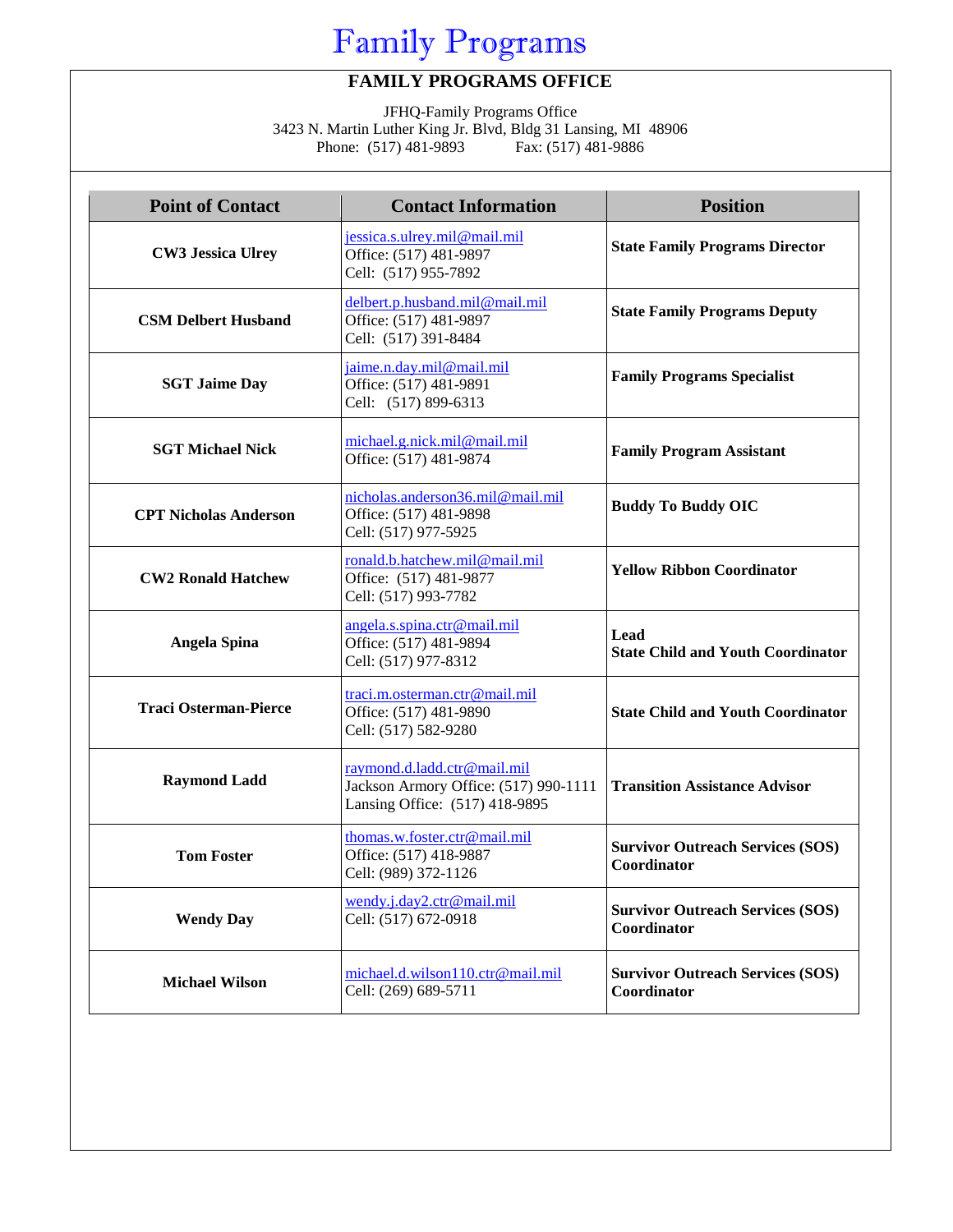# Family Programs

## FAMILY PROGRAMS OFFICE

JFHQ-Family Programs Office
3423 N. Martin Luther King Jr. Blvd, Bldg 31 Lansing, MI 48906
Phone: (517) 481-9893 Fax: (517) 481-9886

| Point of Contact | Contact Information | Position |
|---|---|---|
| **CW3 Jessica Ulrey** | jessica.s.ulrey.mil@mail.mil<br>Office: (517) 481-9897<br>Cell: (517) 955-7892 | **State Family Programs Director** |
| **CSM Delbert Husband** | delbert.p.husband.mil@mail.mil<br>Office: (517) 481-9897<br>Cell: (517) 391-8484 | **State Family Programs Deputy** |
| **SGT Jaime Day** | jaime.n.day.mil@mail.mil<br>Office: (517) 481-9891<br>Cell: (517) 899-6313 | **Family Programs Specialist** |
| **SGT Michael Nick** | michael.g.nick.mil@mail.mil<br>Office: (517) 481-9874 | **Family Program Assistant** |
| **CPT Nicholas Anderson** | nicholas.anderson36.mil@mail.mil<br>Office: (517) 481-9898<br>Cell: (517) 977-5925 | **Buddy To Buddy OIC** |
| **CW2 Ronald Hatchew** | ronald.b.hatchew.mil@mail.mil<br>Office: (517) 481-9877<br>Cell: (517) 993-7782 | **Yellow Ribbon Coordinator** |
| **Angela Spina** | angela.s.spina.ctr@mail.mil<br>Office: (517) 481-9894<br>Cell: (517) 977-8312 | **Lead<br>State Child and Youth Coordinator** |
| **Traci Osterman-Pierce** | traci.m.osterman.ctr@mail.mil<br>Office: (517) 481-9890<br>Cell: (517) 582-9280 | **State Child and Youth Coordinator** |
| **Raymond Ladd** | raymond.d.ladd.ctr@mail.mil<br>Jackson Armory Office: (517) 990-1111<br>Lansing Office: (517) 418-9895 | **Transition Assistance Advisor** |
| **Tom Foster** | thomas.w.foster.ctr@mail.mil<br>Office: (517) 418-9887<br>Cell: (989) 372-1126 | **Survivor Outreach Services (SOS) Coordinator** |
| **Wendy Day** | wendy.j.day2.ctr@mail.mil<br>Cell: (517) 672-0918 | **Survivor Outreach Services (SOS) Coordinator** |
| **Michael Wilson** | michael.d.wilson110.ctr@mail.mil<br>Cell: (269) 689-5711 | **Survivor Outreach Services (SOS) Coordinator** |